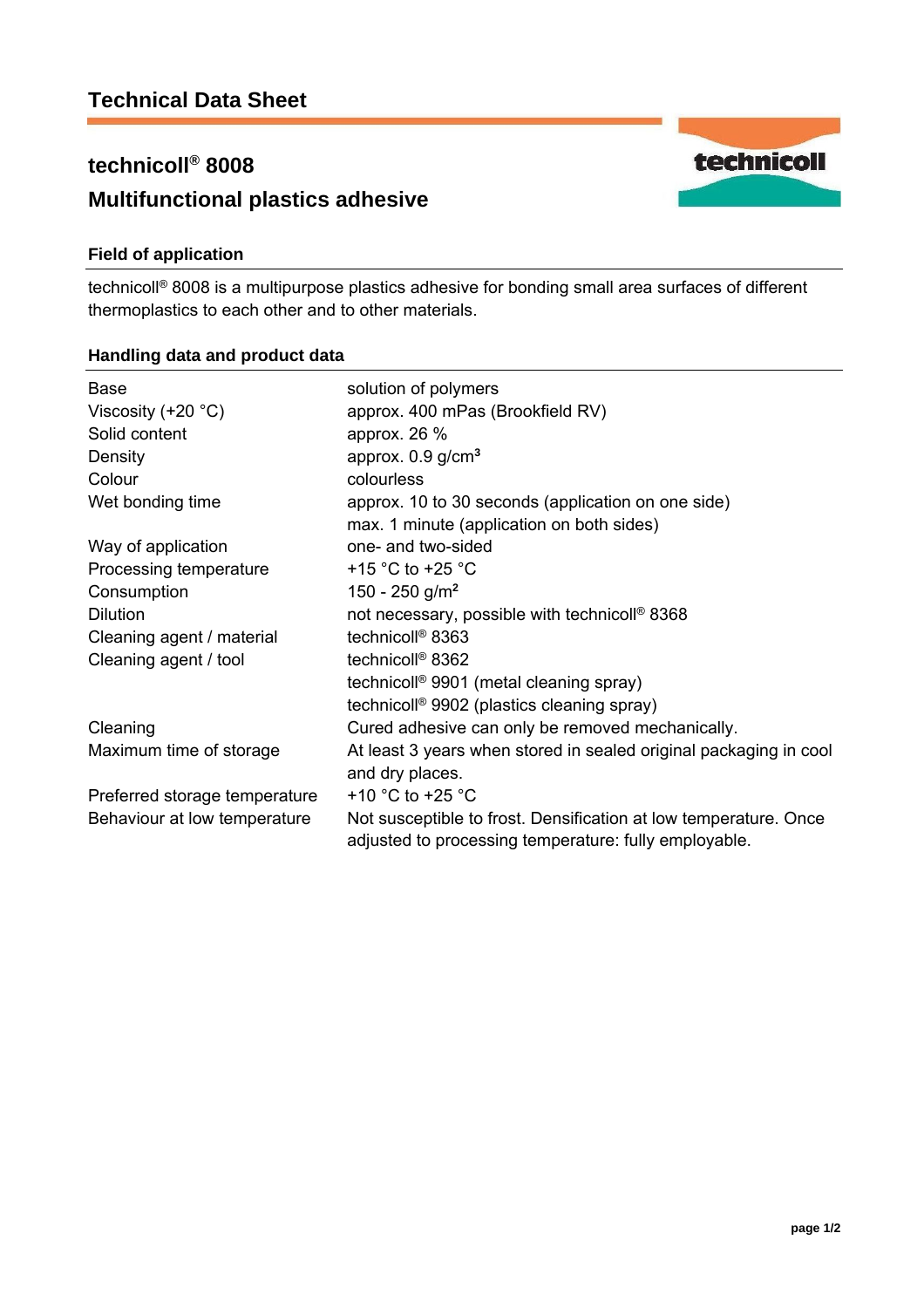# Technical Data Sheet

## technicoll® 8008

## Multifunctional plastics adhesive

### Field of application

technicoll® 8008 is a multipurpose plastics adhesive for bonding small area surfaces of different thermoplastics to each other and to other materials.

### Handling data and product data

| | |
|---|---|
| Base | solution of polymers |
| Viscosity (+20 °C) | approx. 400 mPas (Brookfield RV) |
| Solid content | approx. 26 % |
| Density | approx. 0.9 g/cm³ |
| Colour | colourless |
| Wet bonding time | approx. 10 to 30 seconds (application on one side)<br>max. 1 minute (application on both sides) |
| Way of application | one- and two-sided |
| Processing temperature | +15 °C to +25 °C |
| Consumption | 150 - 250 g/m² |
| Dilution | not necessary, possible with technicoll® 8368 |
| Cleaning agent / material | technicoll® 8363 |
| Cleaning agent / tool | technicoll® 8362<br>technicoll® 9901 (metal cleaning spray)<br>technicoll® 9902 (plastics cleaning spray) |
| Cleaning | Cured adhesive can only be removed mechanically. |
| Maximum time of storage | At least 3 years when stored in sealed original packaging in cool and dry places. |
| Preferred storage temperature | +10 °C to +25 °C |
| Behaviour at low temperature | Not susceptible to frost. Densification at low temperature. Once adjusted to processing temperature: fully employable. |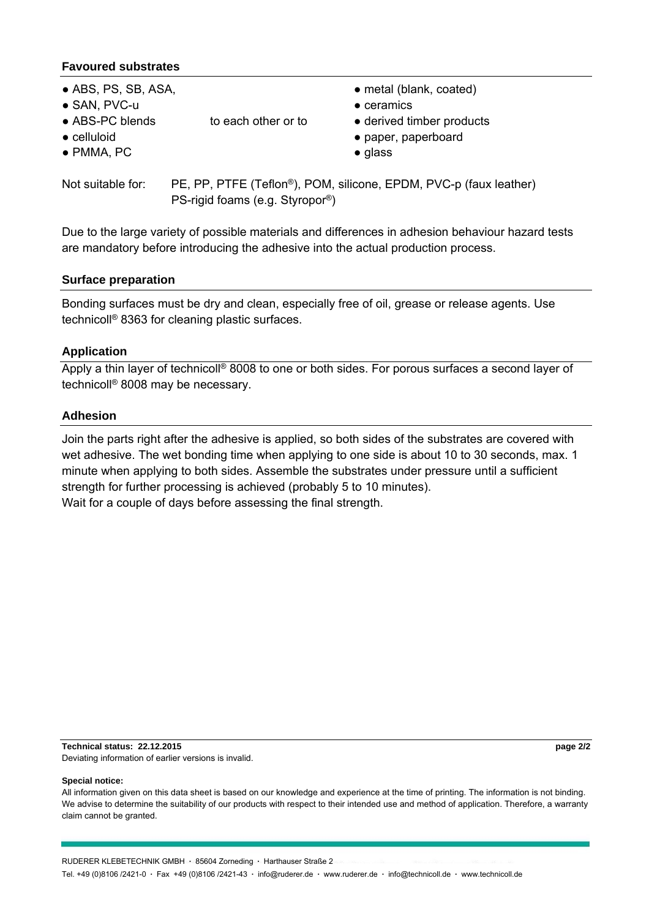## Favoured substrates

| | | |
|---|---|---|
| ● ABS, PS, SB, ASA, | | ● metal (blank, coated) |
| ● SAN, PVC-u | | ● ceramics |
| ● ABS-PC blends | to each other or to | ● derived timber products |
| ● celluloid | | ● paper, paperboard |
| ● PMMA, PC | | ● glass |

Not suitable for: PE, PP, PTFE (Teflon®), POM, silicone, EPDM, PVC-p (faux leather) PS-rigid foams (e.g. Styropor®)

Due to the large variety of possible materials and differences in adhesion behaviour hazard tests are mandatory before introducing the adhesive into the actual production process.

## Surface preparation

Bonding surfaces must be dry and clean, especially free of oil, grease or release agents. Use technicoll® 8363 for cleaning plastic surfaces.

## Application

Apply a thin layer of technicoll® 8008 to one or both sides. For porous surfaces a second layer of technicoll® 8008 may be necessary.

## Adhesion

Join the parts right after the adhesive is applied, so both sides of the substrates are covered with wet adhesive. The wet bonding time when applying to one side is about 10 to 30 seconds, max. 1 minute when applying to both sides. Assemble the substrates under pressure until a sufficient strength for further processing is achieved (probably 5 to 10 minutes).
Wait for a couple of days before assessing the final strength.

**Technical status: 22.12.2015**
Deviating information of earlier versions is invalid.

**Special notice:**
All information given on this data sheet is based on our knowledge and experience at the time of printing. The information is not binding. We advise to determine the suitability of our products with respect to their intended use and method of application. Therefore, a warranty claim cannot be granted.

RUDERER KLEBETECHNIK GMBH · 85604 Zorneding · Harthauser Straße 2
Tel. +49 (0)8106 /2421-0 · Fax +49 (0)8106 /2421-43 · info@ruderer.de · www.ruderer.de · info@technicoll.de · www.technicoll.de